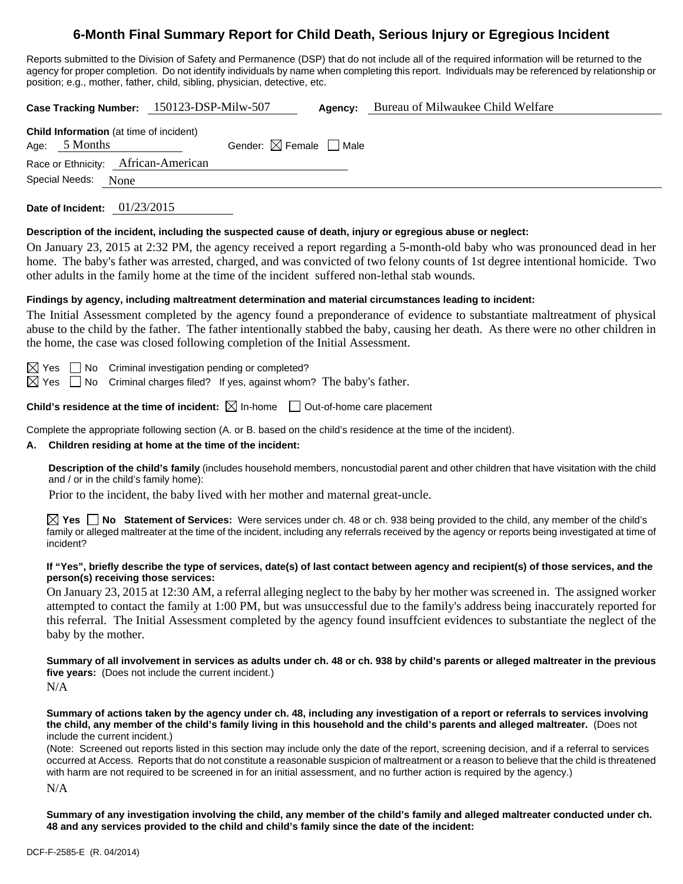# 6-Month Final Summary Report for Child Death, Serious Injury or Egregious Incident

Reports submitted to the Division of Safety and Permanence (DSP) that do not include all of the required information will be returned to the agency for proper completion. Do not identify individuals by name when completing this report. Individuals may be referenced by relationship or position; e.g., mother, father, child, sibling, physician, detective, etc.

**Case Tracking Number:** 150123-DSP-Milw-507 **Agency:** Bureau of Milwaukee Child Welfare

**Child Information** (at time of incident)

Age: 5 Months Gender: ☒ Female ☐ Male

Race or Ethnicity: African-American

Special Needs: None

**Date of Incident:** 01/23/2015

**Description of the incident, including the suspected cause of death, injury or egregious abuse or neglect:**

On January 23, 2015 at 2:32 PM, the agency received a report regarding a 5-month-old baby who was pronounced dead in her home. The baby's father was arrested, charged, and was convicted of two felony counts of 1st degree intentional homicide. Two other adults in the family home at the time of the incident suffered non-lethal stab wounds.

**Findings by agency, including maltreatment determination and material circumstances leading to incident:**

The Initial Assessment completed by the agency found a preponderance of evidence to substantiate maltreatment of physical abuse to the child by the father. The father intentionally stabbed the baby, causing her death. As there were no other children in the home, the case was closed following completion of the Initial Assessment.

☒ Yes ☐ No Criminal investigation pending or completed?

☒ Yes ☐ No Criminal charges filed? If yes, against whom? The baby's father.

**Child's residence at the time of incident:** ☒ In-home ☐ Out-of-home care placement

Complete the appropriate following section (A. or B. based on the child's residence at the time of the incident).

**A. Children residing at home at the time of the incident:**

**Description of the child's family** (includes household members, noncustodial parent and other children that have visitation with the child and / or in the child's family home):

Prior to the incident, the baby lived with her mother and maternal great-uncle.

☒ **Yes** ☐ **No Statement of Services:** Were services under ch. 48 or ch. 938 being provided to the child, any member of the child's family or alleged maltreater at the time of the incident, including any referrals received by the agency or reports being investigated at time of incident?

**If "Yes", briefly describe the type of services, date(s) of last contact between agency and recipient(s) of those services, and the person(s) receiving those services:**

On January 23, 2015 at 12:30 AM, a referral alleging neglect to the baby by her mother was screened in. The assigned worker attempted to contact the family at 1:00 PM, but was unsuccessful due to the family's address being inaccurately reported for this referral. The Initial Assessment completed by the agency found insuffcient evidences to substantiate the neglect of the baby by the mother.

**Summary of all involvement in services as adults under ch. 48 or ch. 938 by child's parents or alleged maltreater in the previous five years:** (Does not include the current incident.)

N/A

**Summary of actions taken by the agency under ch. 48, including any investigation of a report or referrals to services involving the child, any member of the child's family living in this household and the child's parents and alleged maltreater.** (Does not include the current incident.)

(Note: Screened out reports listed in this section may include only the date of the report, screening decision, and if a referral to services occurred at Access. Reports that do not constitute a reasonable suspicion of maltreatment or a reason to believe that the child is threatened with harm are not required to be screened in for an initial assessment, and no further action is required by the agency.)

N/A

**Summary of any investigation involving the child, any member of the child's family and alleged maltreater conducted under ch. 48 and any services provided to the child and child's family since the date of the incident:**

DCF-F-2585-E (R. 04/2014)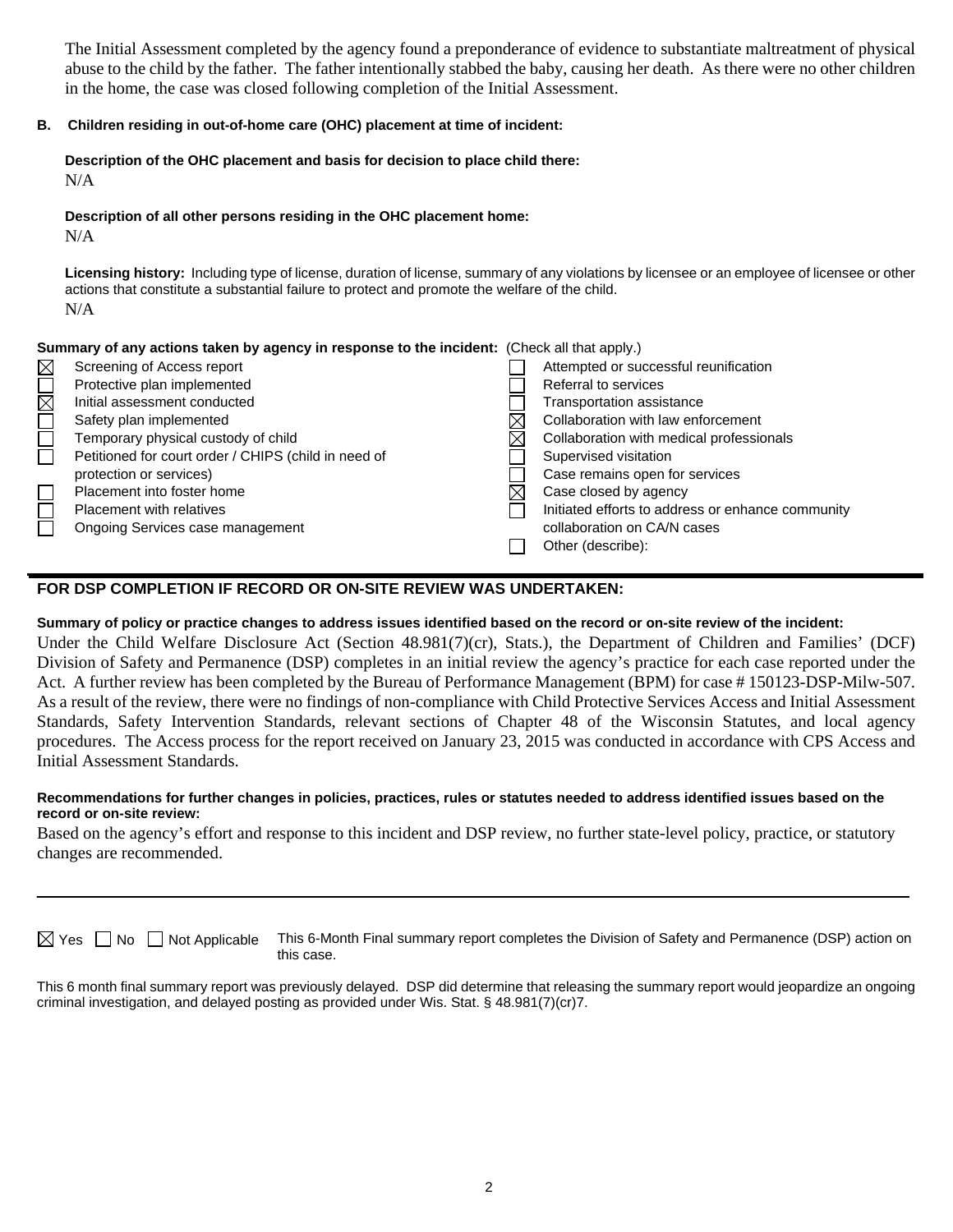The Initial Assessment completed by the agency found a preponderance of evidence to substantiate maltreatment of physical abuse to the child by the father. The father intentionally stabbed the baby, causing her death. As there were no other children in the home, the case was closed following completion of the Initial Assessment.

**B. Children residing in out-of-home care (OHC) placement at time of incident:**

**Description of the OHC placement and basis for decision to place child there:**
N/A

**Description of all other persons residing in the OHC placement home:**
N/A

**Licensing history:** Including type of license, duration of license, summary of any violations by licensee or an employee of licensee or other actions that constitute a substantial failure to protect and promote the welfare of the child.
N/A

**Summary of any actions taken by agency in response to the incident:** (Check all that apply.)

- ☒ Screening of Access report
- ☐ Protective plan implemented
- ☒ Initial assessment conducted
- ☐ Safety plan implemented
- ☐ Temporary physical custody of child
- ☐ Petitioned for court order / CHIPS (child in need of protection or services)
- ☐ Placement into foster home
- ☐ Placement with relatives
- ☐ Ongoing Services case management
- ☐ Attempted or successful reunification
- ☐ Referral to services
- ☐ Transportation assistance
- ☒ Collaboration with law enforcement
- ☒ Collaboration with medical professionals
- ☐ Supervised visitation
- ☐ Case remains open for services
- ☒ Case closed by agency
- ☐ Initiated efforts to address or enhance community collaboration on CA/N cases
- ☐ Other (describe):

## FOR DSP COMPLETION IF RECORD OR ON-SITE REVIEW WAS UNDERTAKEN:

**Summary of policy or practice changes to address issues identified based on the record or on-site review of the incident:**

Under the Child Welfare Disclosure Act (Section 48.981(7)(cr), Stats.), the Department of Children and Families' (DCF) Division of Safety and Permanence (DSP) completes in an initial review the agency's practice for each case reported under the Act. A further review has been completed by the Bureau of Performance Management (BPM) for case # 150123-DSP-Milw-507. As a result of the review, there were no findings of non-compliance with Child Protective Services Access and Initial Assessment Standards, Safety Intervention Standards, relevant sections of Chapter 48 of the Wisconsin Statutes, and local agency procedures. The Access process for the report received on January 23, 2015 was conducted in accordance with CPS Access and Initial Assessment Standards.

**Recommendations for further changes in policies, practices, rules or statutes needed to address identified issues based on the record or on-site review:**

Based on the agency's effort and response to this incident and DSP review, no further state-level policy, practice, or statutory changes are recommended.

---

☒ Yes ☐ No ☐ Not Applicable This 6-Month Final summary report completes the Division of Safety and Permanence (DSP) action on this case.

This 6 month final summary report was previously delayed. DSP did determine that releasing the summary report would jeopardize an ongoing criminal investigation, and delayed posting as provided under Wis. Stat. § 48.981(7)(cr)7.